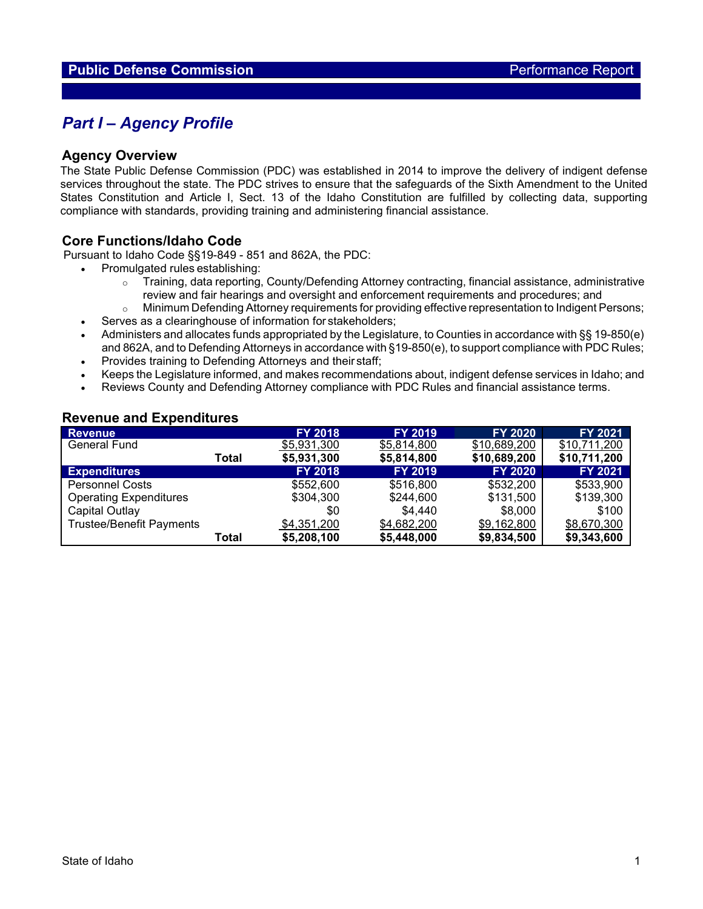**Public Defense Commission** Performance Report

## *Part I – Agency Profile*

### Agency Overview

The State Public Defense Commission (PDC) was established in 2014 to improve the delivery of indigent defense services throughout the state. The PDC strives to ensure that the safeguards of the Sixth Amendment to the United States Constitution and Article I, Sect. 13 of the Idaho Constitution are fulfilled by collecting data, supporting compliance with standards, providing training and administering financial assistance.

### Core Functions/Idaho Code

Pursuant to Idaho Code §§19-849 - 851 and 862A, the PDC:

- Promulgated rules establishing:
  - Training, data reporting, County/Defending Attorney contracting, financial assistance, administrative review and fair hearings and oversight and enforcement requirements and procedures; and
  - Minimum Defending Attorney requirements for providing effective representation to Indigent Persons;
- Serves as a clearinghouse of information for stakeholders;
- Administers and allocates funds appropriated by the Legislature, to Counties in accordance with §§ 19-850(e) and 862A, and to Defending Attorneys in accordance with §19-850(e), to support compliance with PDC Rules;
- Provides training to Defending Attorneys and their staff;
- Keeps the Legislature informed, and makes recommendations about, indigent defense services in Idaho; and
- Reviews County and Defending Attorney compliance with PDC Rules and financial assistance terms.

### Revenue and Expenditures

| Revenue | | FY 2018 | FY 2019 | FY 2020 | FY 2021 |
|---|---|---|---|---|---|
| General Fund | | $5,931,300 | $5,814,800 | $10,689,200 | $10,711,200 |
| | **Total** | **$5,931,300** | **$5,814,800** | **$10,689,200** | **$10,711,200** |
| **Expenditures** | | **FY 2018** | **FY 2019** | **FY 2020** | **FY 2021** |
| Personnel Costs | | $552,600 | $516,800 | $532,200 | $533,900 |
| Operating Expenditures | | $304,300 | $244,600 | $131,500 | $139,300 |
| Capital Outlay | | $0 | $4,440 | $8,000 | $100 |
| Trustee/Benefit Payments | | $4,351,200 | $4,682,200 | $9,162,800 | $8,670,300 |
| | **Total** | **$5,208,100** | **$5,448,000** | **$9,834,500** | **$9,343,600** |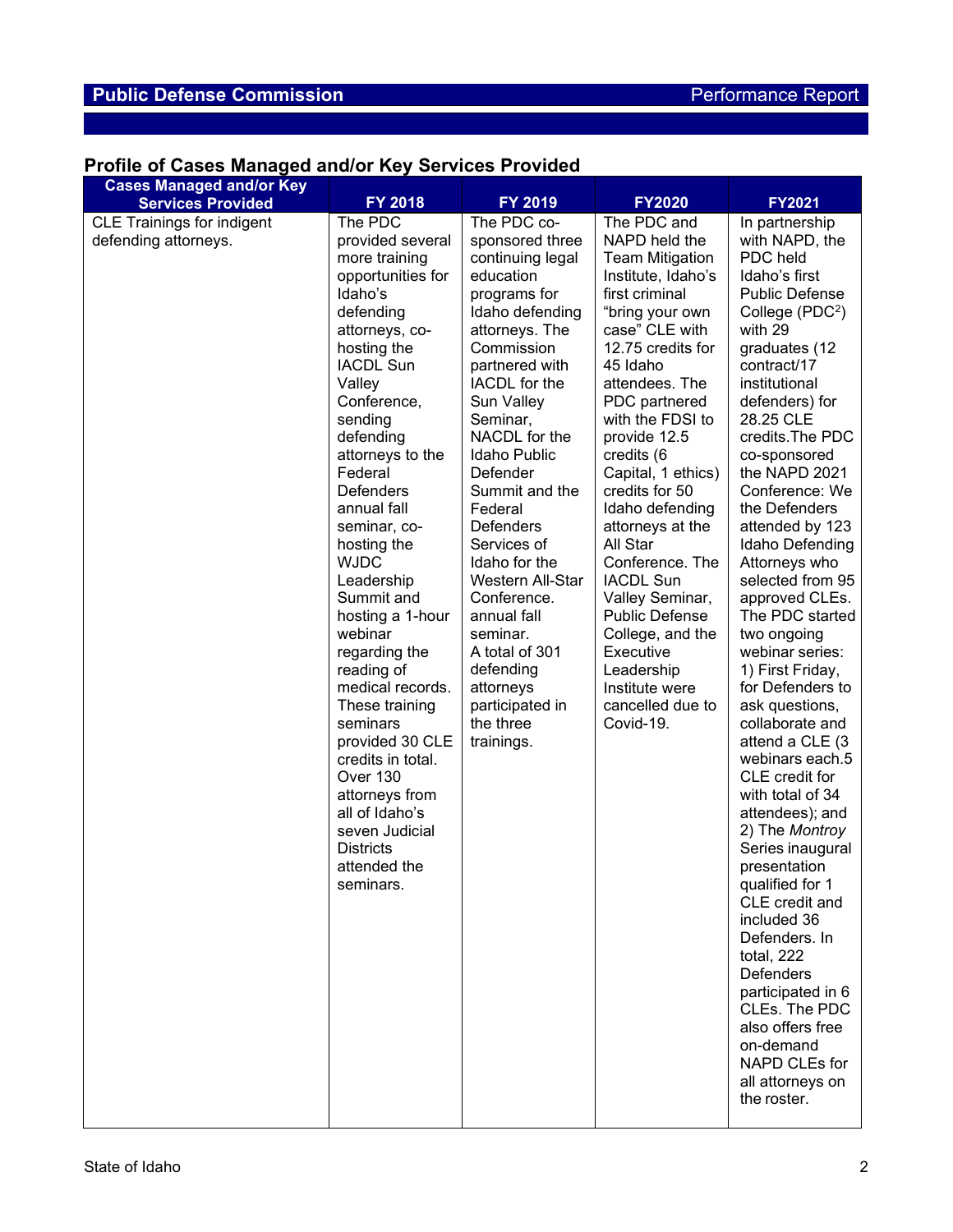## Profile of Cases Managed and/or Key Services Provided

| Cases Managed and/or Key Services Provided | FY 2018 | FY 2019 | FY2020 | FY2021 |
|---|---|---|---|---|
| CLE Trainings for indigent defending attorneys. | The PDC provided several more training opportunities for Idaho's defending attorneys, co-hosting the IACDL Sun Valley Conference, sending defending attorneys to the Federal Defenders annual fall seminar, co-hosting the WJDC Leadership Summit and hosting a 1-hour webinar regarding the reading of medical records. These training seminars provided 30 CLE credits in total. Over 130 attorneys from all of Idaho's seven Judicial Districts attended the seminars. | The PDC co-sponsored three continuing legal education programs for Idaho defending attorneys. The Commission partnered with IACDL for the Sun Valley Seminar, NACDL for the Idaho Public Defender Summit and the Federal Defenders Services of Idaho for the Western All-Star Conference. annual fall seminar. A total of 301 defending attorneys participated in the three trainings. | The PDC and NAPD held the Team Mitigation Institute, Idaho's first criminal "bring your own case" CLE with 12.75 credits for 45 Idaho attendees. The PDC partnered with the FDSI to provide 12.5 credits (6 Capital, 1 ethics) credits for 50 Idaho defending attorneys at the All Star Conference. The IACDL Sun Valley Seminar, Public Defense College, and the Executive Leadership Institute were cancelled due to Covid-19. | In partnership with NAPD, the PDC held Idaho's first Public Defense College (PDC²) with 29 graduates (12 contract/17 institutional defenders) for 28.25 CLE credits.The PDC co-sponsored the NAPD 2021 Conference: We the Defenders attended by 123 Idaho Defending Attorneys who selected from 95 approved CLEs. The PDC started two ongoing webinar series: 1) First Friday, for Defenders to ask questions, collaborate and attend a CLE (3 webinars each.5 CLE credit for with total of 34 attendees); and 2) The *Montroy* Series inaugural presentation qualified for 1 CLE credit and included 36 Defenders. In total, 222 Defenders participated in 6 CLEs. The PDC also offers free on-demand NAPD CLEs for all attorneys on the roster. |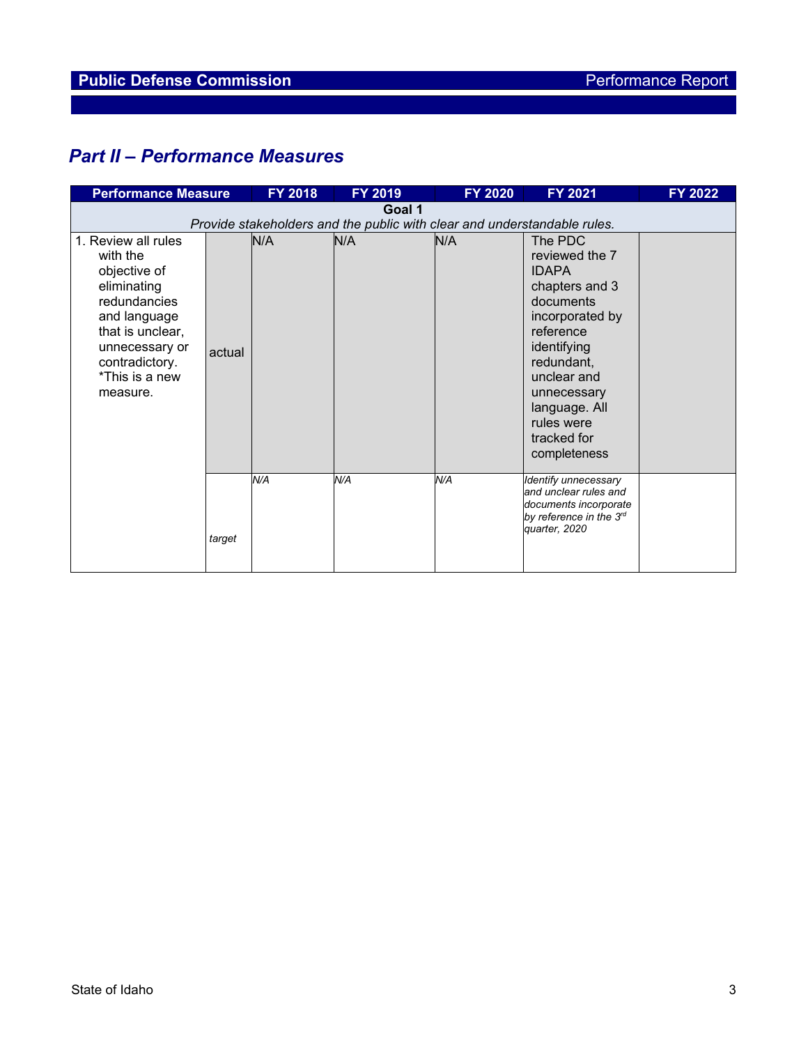## Part II – Performance Measures

| Performance Measure | | FY 2018 | FY 2019 | FY 2020 | FY 2021 | FY 2022 |
|---|---|---|---|---|---|---|
| **Goal 1** *Provide stakeholders and the public with clear and understandable rules.* | | | | | | |
| 1. Review all rules with the objective of eliminating redundancies and language that is unclear, unnecessary or contradictory. *This is a new measure. | actual | N/A | N/A | N/A | The PDC reviewed the 7 IDAPA chapters and 3 documents incorporated by reference identifying redundant, unclear and unnecessary language. All rules were tracked for completeness | |
| | *target* | *N/A* | *N/A* | *N/A* | *Identify unnecessary and unclear rules and documents incorporate by reference in the 3rd quarter, 2020* | |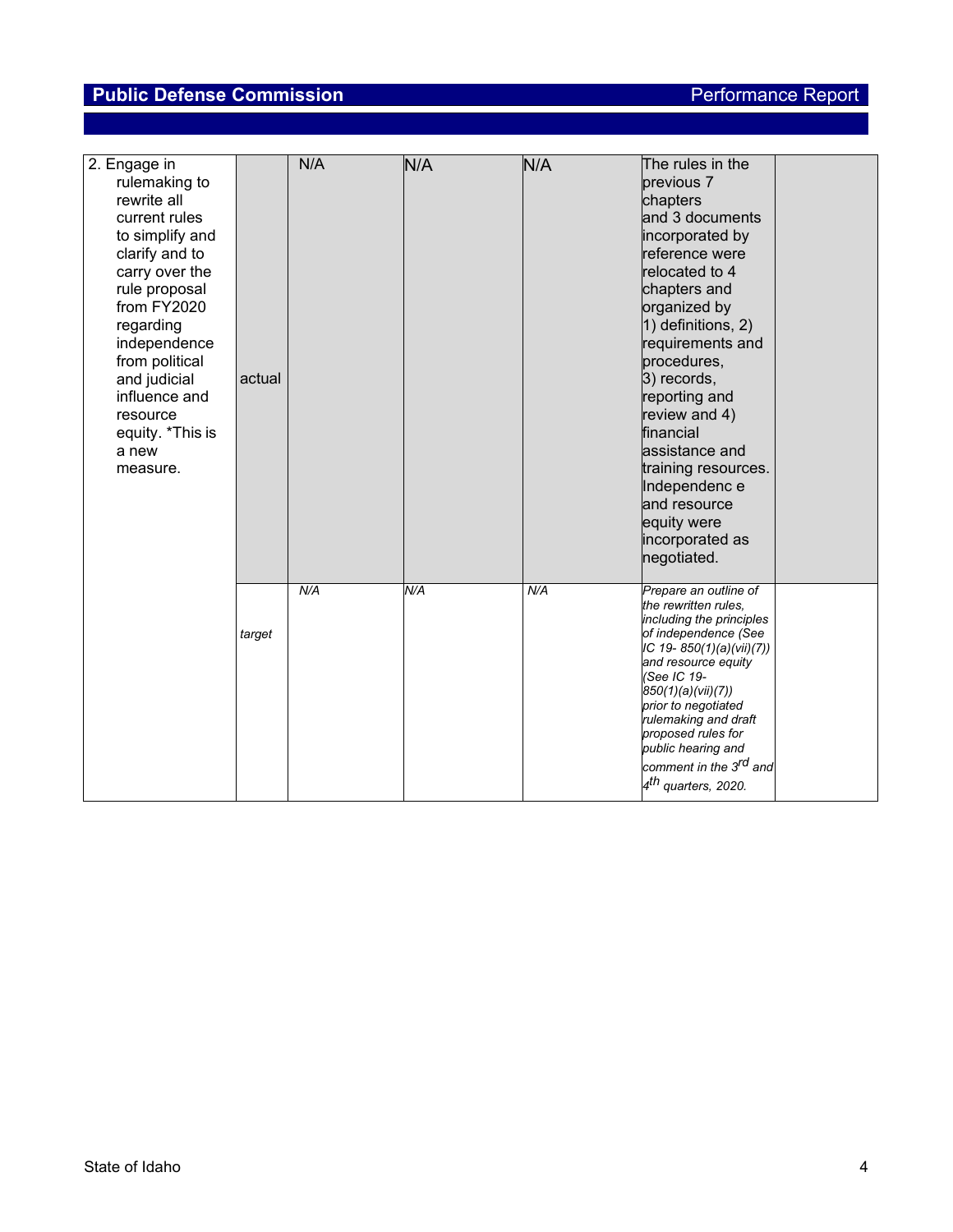## Public Defense Commission — Performance Report

| | | | | | | |
|---|---|---|---|---|---|---|
| 2. Engage in rulemaking to rewrite all current rules to simplify and clarify and to carry over the rule proposal from FY2020 regarding independence from political and judicial influence and resource equity. *This is a new measure. | actual | N/A | N/A | N/A | The rules in the previous 7 chapters and 3 documents incorporated by reference were relocated to 4 chapters and organized by 1) definitions, 2) requirements and procedures, 3) records, reporting and review and 4) financial assistance and training resources. Independenc e and resource equity were incorporated as negotiated. | |
| | *target* | *N/A* | *N/A* | *N/A* | *Prepare an outline of the rewritten rules, including the principles of independence (See IC 19- 850(1)(a)(vii)(7)) and resource equity (See IC 19- 850(1)(a)(vii)(7)) prior to negotiated rulemaking and draft proposed rules for public hearing and comment in the 3rd and 4th quarters, 2020.* | |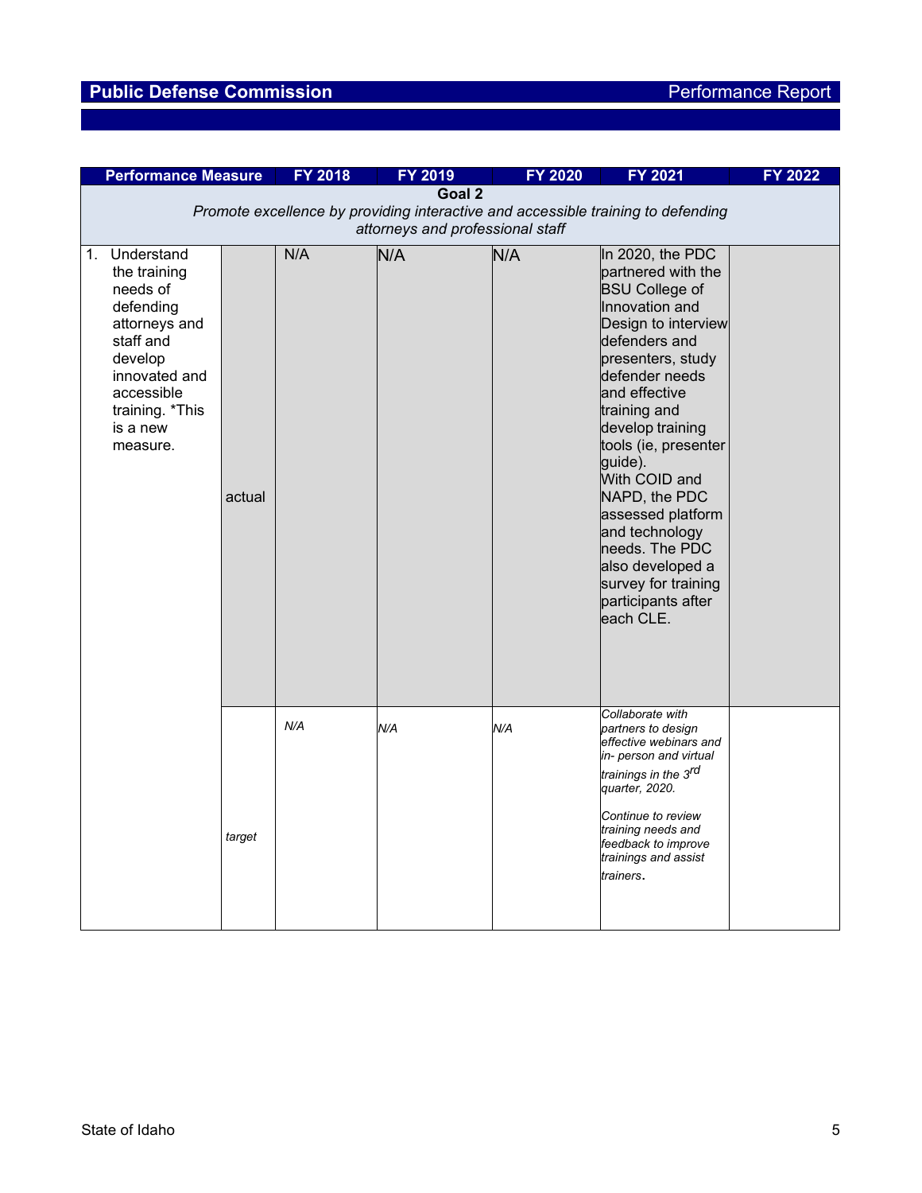| Performance Measure | | FY 2018 | FY 2019 | FY 2020 | FY 2021 | FY 2022 |
|---|---|---|---|---|---|---|
| **Goal 2** *Promote excellence by providing interactive and accessible training to defending attorneys and professional staff* | | | | | | |
| 1. Understand the training needs of defending attorneys and staff and develop innovated and accessible training. *This is a new measure. | actual | N/A | N/A | N/A | In 2020, the PDC partnered with the BSU College of Innovation and Design to interview defenders and presenters, study defender needs and effective training and develop training tools (ie, presenter guide). With COID and NAPD, the PDC assessed platform and technology needs. The PDC also developed a survey for training participants after each CLE. | |
| | *target* | *N/A* | *N/A* | *N/A* | *Collaborate with partners to design effective webinars and in- person and virtual trainings in the 3rd quarter, 2020.* *Continue to review training needs and feedback to improve trainings and assist trainers.* | |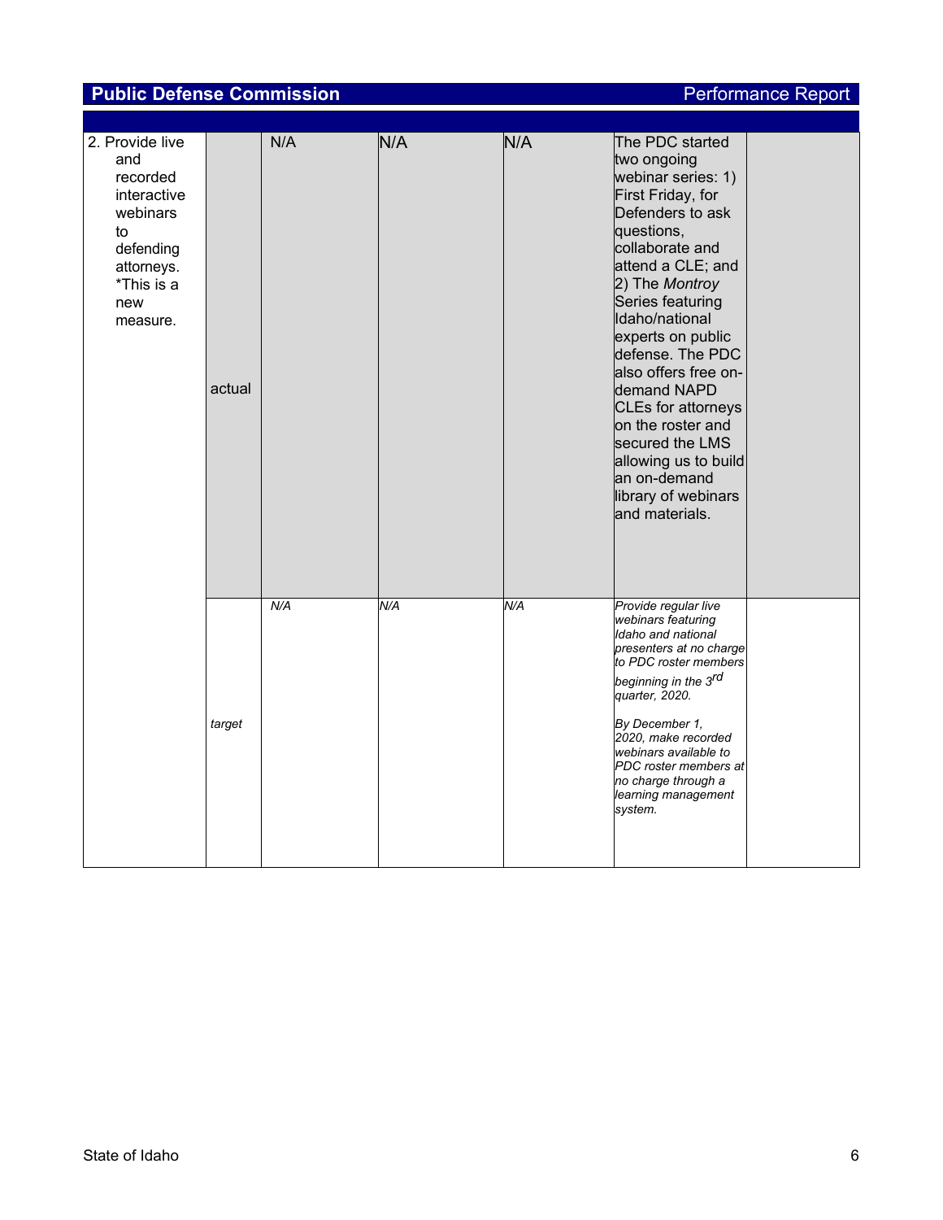| | | | | | | |
|---|---|---|---|---|---|---|
| 2. Provide live and recorded interactive webinars to defending attorneys. *This is a new measure. | actual | N/A | N/A | N/A | The PDC started two ongoing webinar series: 1) First Friday, for Defenders to ask questions, collaborate and attend a CLE; and 2) The *Montroy* Series featuring Idaho/national experts on public defense. The PDC also offers free on-demand NAPD CLEs for attorneys on the roster and secured the LMS allowing us to build an on-demand library of webinars and materials. | |
| | *target* | *N/A* | *N/A* | *N/A* | *Provide regular live webinars featuring Idaho and national presenters at no charge to PDC roster members beginning in the 3rd quarter, 2020.* *By December 1, 2020, make recorded webinars available to PDC roster members at no charge through a learning management system.* | |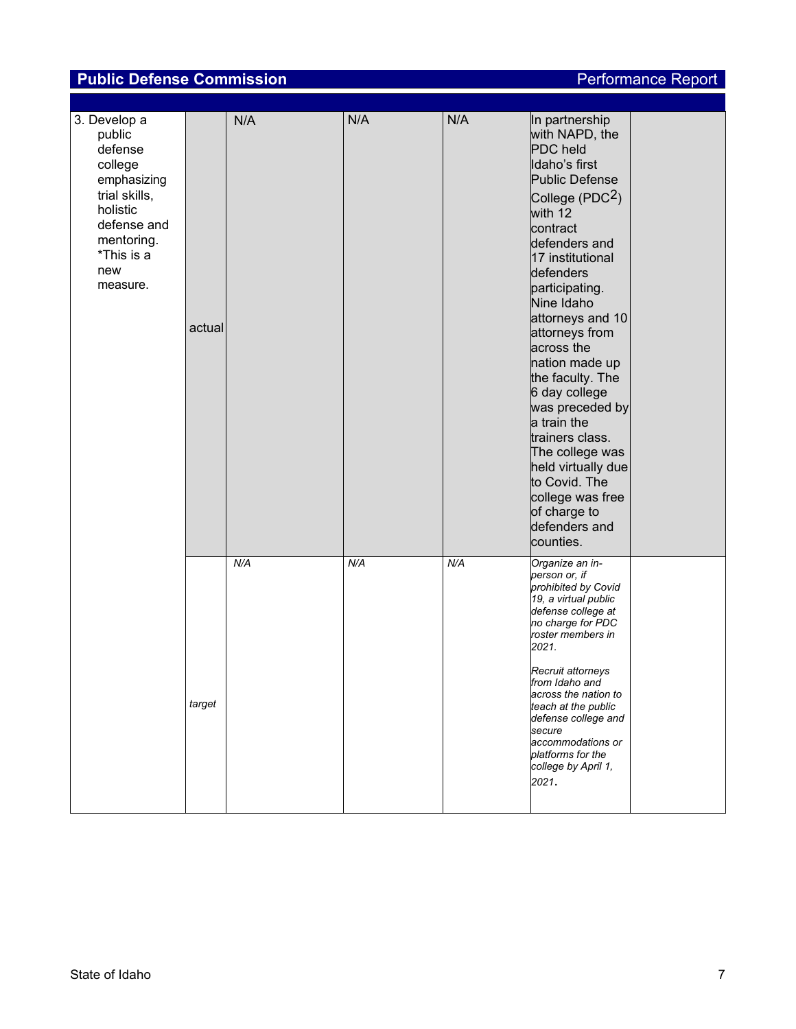| | | | | | | |
|---|---|---|---|---|---|---|
| 3. Develop a public defense college emphasizing trial skills, holistic defense and mentoring. *This is a new measure. | actual | N/A | N/A | N/A | In partnership with NAPD, the PDC held Idaho's first Public Defense College (PDC[2]) with 12 contract defenders and 17 institutional defenders participating. Nine Idaho attorneys and 10 attorneys from across the nation made up the faculty. The 6 day college was preceded by a train the trainers class. The college was held virtually due to Covid. The college was free of charge to defenders and counties. | |
| | *target* | *N/A* | *N/A* | *N/A* | *Organize an in-person or, if prohibited by Covid 19, a virtual public defense college at no charge for PDC roster members in 2021.* <br><br> *Recruit attorneys from Idaho and across the nation to teach at the public defense college and secure accommodations or platforms for the college by April 1, 2021.* | |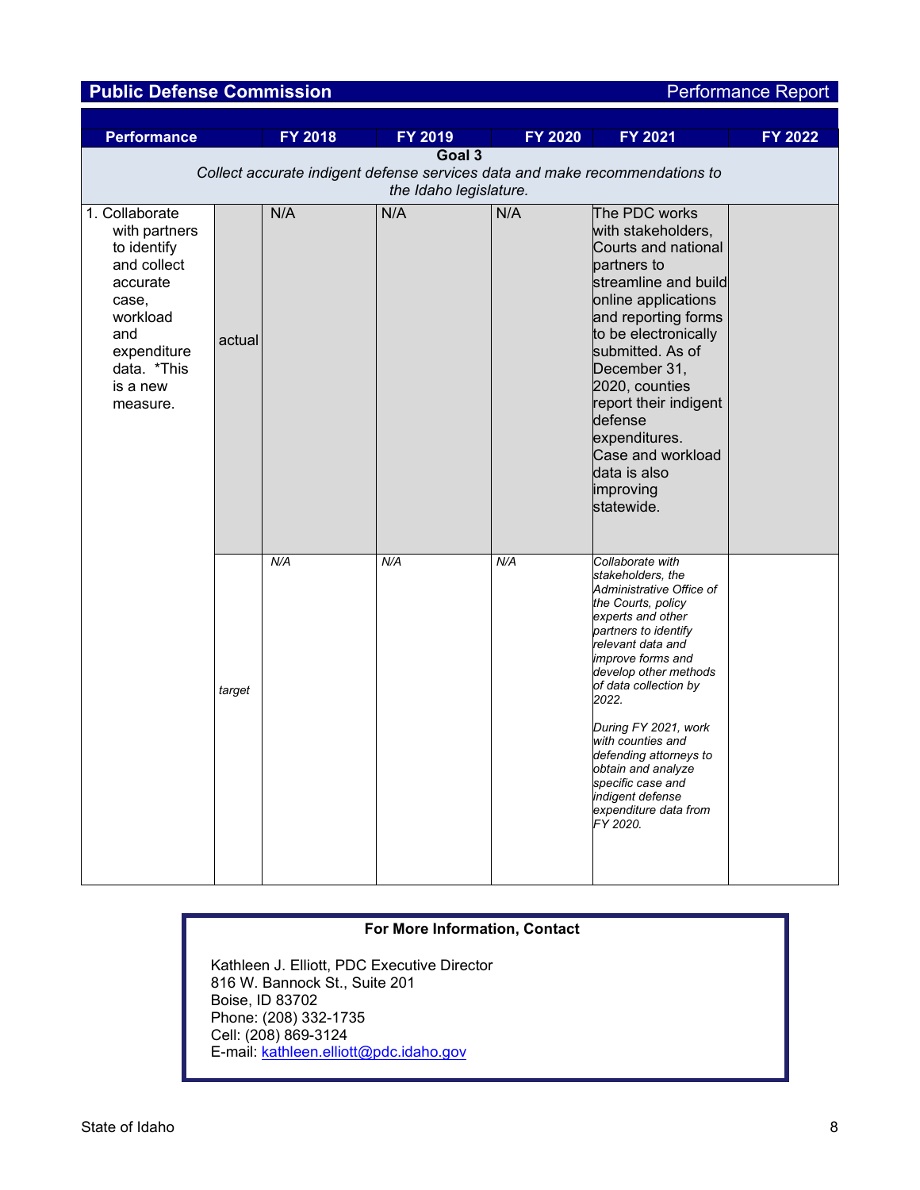## Public Defense Commission — Performance Report

| Performance | | FY 2018 | FY 2019 | FY 2020 | FY 2021 | FY 2022 |
|---|---|---|---|---|---|---|
| **Goal 3** *Collect accurate indigent defense services data and make recommendations to the Idaho legislature.* | | | | | | |
| 1. Collaborate with partners to identify and collect accurate case, workload and expenditure data. *This is a new measure. | actual | N/A | N/A | N/A | The PDC works with stakeholders, Courts and national partners to streamline and build online applications and reporting forms to be electronically submitted. As of December 31, 2020, counties report their indigent defense expenditures. Case and workload data is also improving statewide. | |
| | *target* | *N/A* | *N/A* | *N/A* | *Collaborate with stakeholders, the Administrative Office of the Courts, policy experts and other partners to identify relevant data and improve forms and develop other methods of data collection by 2022.* *During FY 2021, work with counties and defending attorneys to obtain and analyze specific case and indigent defense expenditure data from FY 2020.* | |

**For More Information, Contact**

Kathleen J. Elliott, PDC Executive Director
816 W. Bannock St., Suite 201
Boise, ID 83702
Phone: (208) 332-1735
Cell: (208) 869-3124
E-mail: kathleen.elliott@pdc.idaho.gov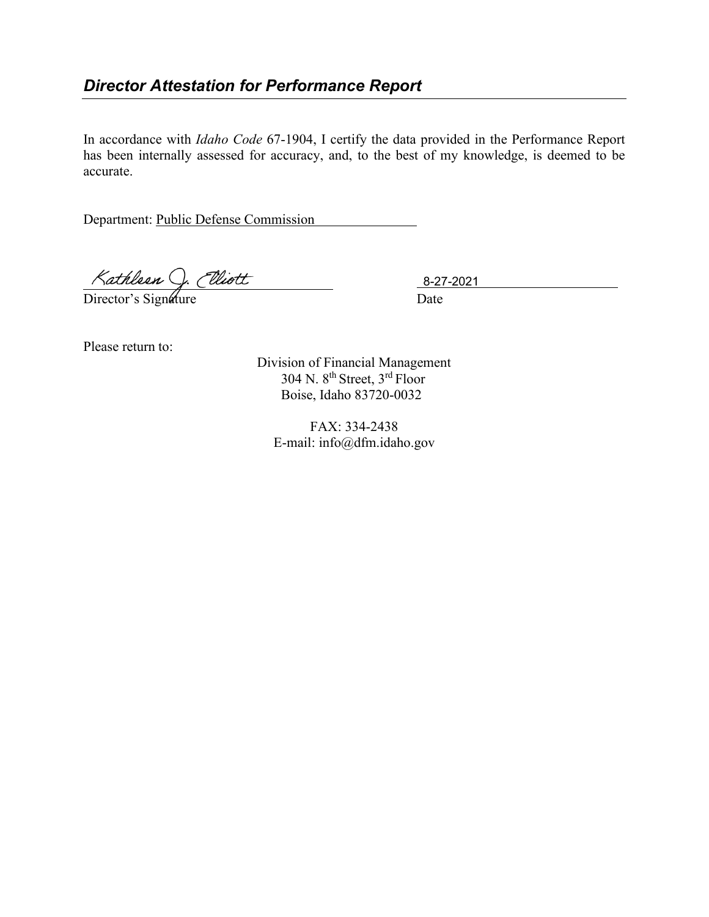## *Director Attestation for Performance Report*

In accordance with *Idaho Code* 67-1904, I certify the data provided in the Performance Report has been internally assessed for accuracy, and, to the best of my knowledge, is deemed to be accurate.

Department: Public Defense Commission

Kathleen J. Elliott
Director's Signature

8-27-2021
Date

Please return to:

Division of Financial Management
304 N. 8th Street, 3rd Floor
Boise, Idaho 83720-0032

FAX: 334-2438
E-mail: info@dfm.idaho.gov